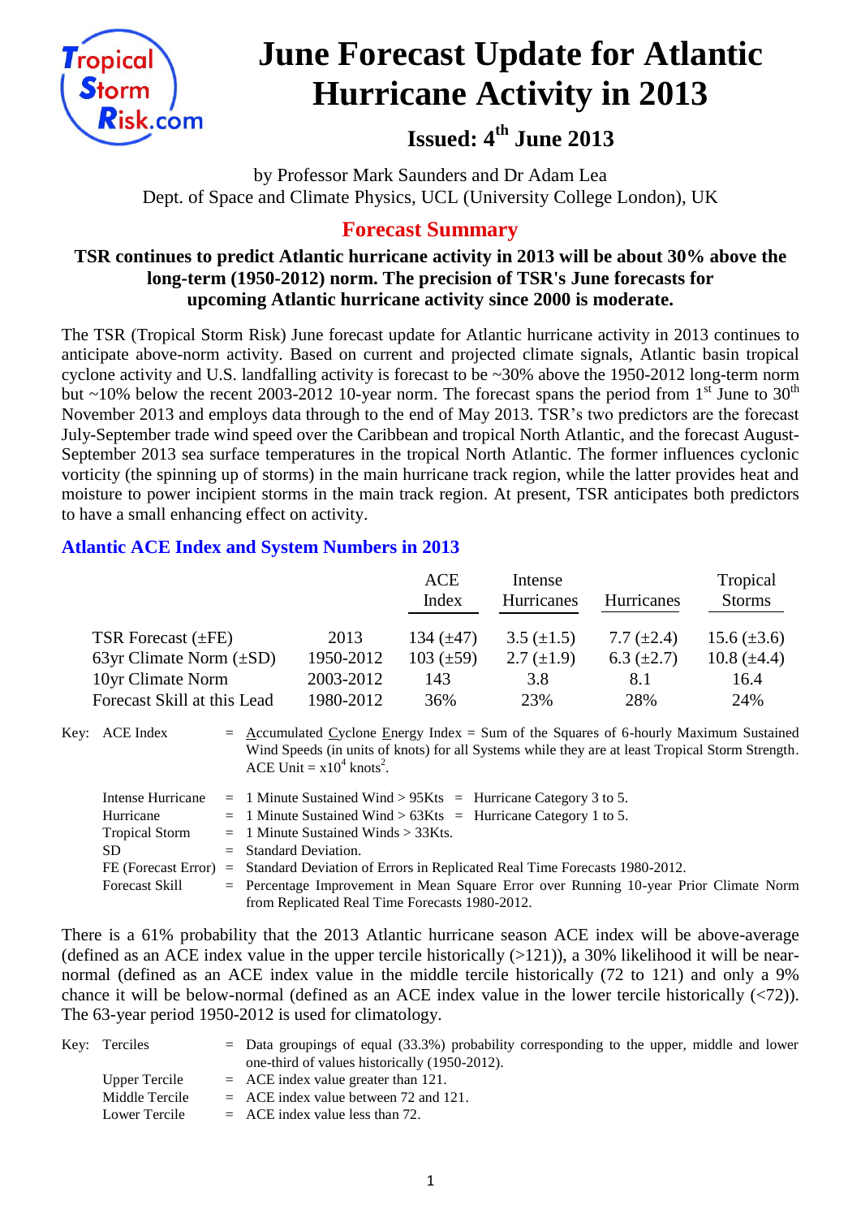# June Forecast Update for Atlantic Hurricane Activity in 2013

**Issued: 4th June 2013**

by Professor Mark Saunders and Dr Adam Lea
Dept. of Space and Climate Physics, UCL (University College London), UK

## Forecast Summary

**TSR continues to predict Atlantic hurricane activity in 2013 will be about 30% above the long-term (1950-2012) norm. The precision of TSR's June forecasts for upcoming Atlantic hurricane activity since 2000 is moderate.**

The TSR (Tropical Storm Risk) June forecast update for Atlantic hurricane activity in 2013 continues to anticipate above-norm activity. Based on current and projected climate signals, Atlantic basin tropical cyclone activity and U.S. landfalling activity is forecast to be ~30% above the 1950-2012 long-term norm but ~10% below the recent 2003-2012 10-year norm. The forecast spans the period from 1st June to 30th November 2013 and employs data through to the end of May 2013. TSR's two predictors are the forecast July-September trade wind speed over the Caribbean and tropical North Atlantic, and the forecast August-September 2013 sea surface temperatures in the tropical North Atlantic. The former influences cyclonic vorticity (the spinning up of storms) in the main hurricane track region, while the latter provides heat and moisture to power incipient storms in the main track region. At present, TSR anticipates both predictors to have a small enhancing effect on activity.

### Atlantic ACE Index and System Numbers in 2013

| | | ACE Index | Intense Hurricanes | Hurricanes | Tropical Storms |
|---|---|---|---|---|---|
| TSR Forecast (±FE) | 2013 | 134 (±47) | 3.5 (±1.5) | 7.7 (±2.4) | 15.6 (±3.6) |
| 63yr Climate Norm (±SD) | 1950-2012 | 103 (±59) | 2.7 (±1.9) | 6.3 (±2.7) | 10.8 (±4.4) |
| 10yr Climate Norm | 2003-2012 | 143 | 3.8 | 8.1 | 16.4 |
| Forecast Skill at this Lead | 1980-2012 | 36% | 23% | 28% | 24% |

Key:
- ACE Index = Accumulated Cyclone Energy Index = Sum of the Squares of 6-hourly Maximum Sustained Wind Speeds (in units of knots) for all Systems while they are at least Tropical Storm Strength. ACE Unit = $x10^4$ $knots^2$.
- Intense Hurricane = 1 Minute Sustained Wind > 95Kts = Hurricane Category 3 to 5.
- Hurricane = 1 Minute Sustained Wind > 63Kts = Hurricane Category 1 to 5.
- Tropical Storm = 1 Minute Sustained Winds > 33Kts.
- SD = Standard Deviation.
- FE (Forecast Error) = Standard Deviation of Errors in Replicated Real Time Forecasts 1980-2012.
- Forecast Skill = Percentage Improvement in Mean Square Error over Running 10-year Prior Climate Norm from Replicated Real Time Forecasts 1980-2012.

There is a 61% probability that the 2013 Atlantic hurricane season ACE index will be above-average (defined as an ACE index value in the upper tercile historically (>121)), a 30% likelihood it will be near-normal (defined as an ACE index value in the middle tercile historically (72 to 121) and only a 9% chance it will be below-normal (defined as an ACE index value in the lower tercile historically (<72)). The 63-year period 1950-2012 is used for climatology.

Key:
- Terciles = Data groupings of equal (33.3%) probability corresponding to the upper, middle and lower one-third of values historically (1950-2012).
- Upper Tercile = ACE index value greater than 121.
- Middle Tercile = ACE index value between 72 and 121.
- Lower Tercile = ACE index value less than 72.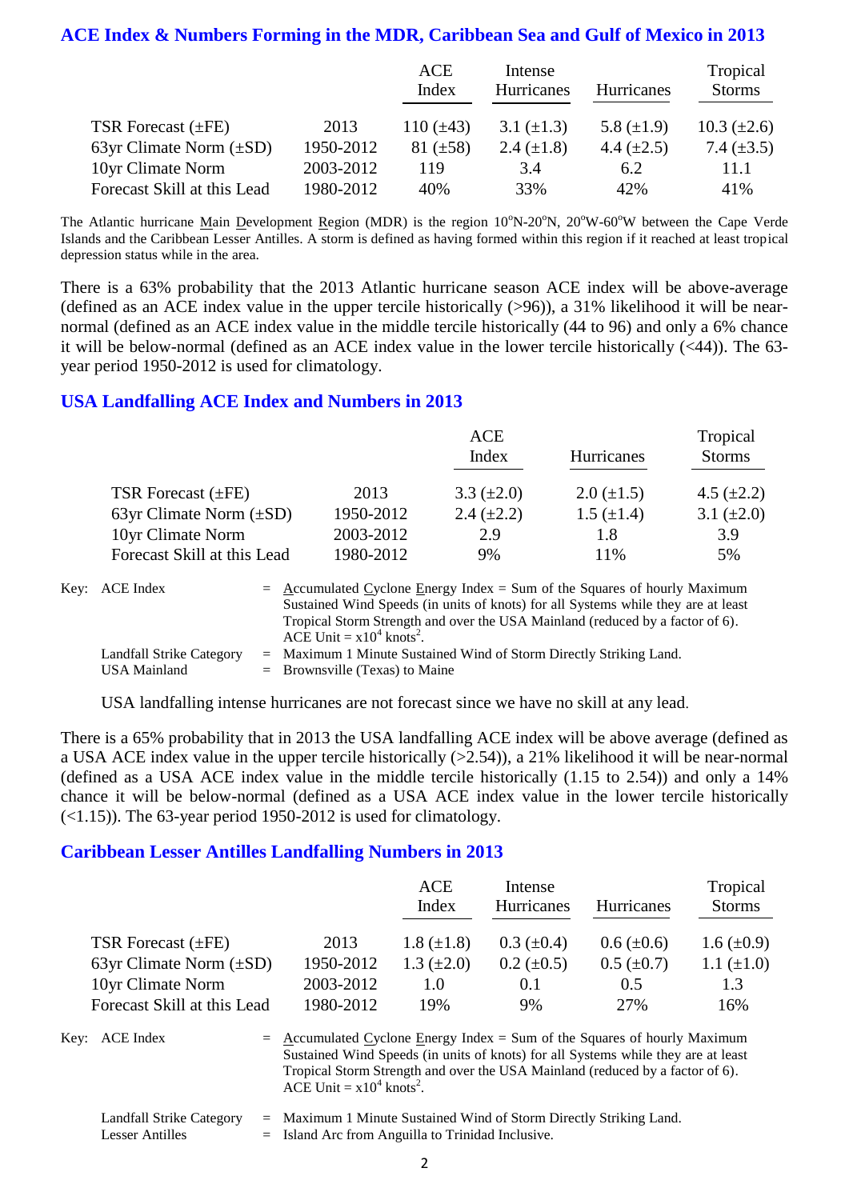## ACE Index & Numbers Forming in the MDR, Caribbean Sea and Gulf of Mexico in 2013

| | | ACE Index | Intense Hurricanes | Hurricanes | Tropical Storms |
|---|---|---|---|---|---|
| TSR Forecast (±FE) | 2013 | 110 (±43) | 3.1 (±1.3) | 5.8 (±1.9) | 10.3 (±2.6) |
| 63yr Climate Norm (±SD) | 1950-2012 | 81 (±58) | 2.4 (±1.8) | 4.4 (±2.5) | 7.4 (±3.5) |
| 10yr Climate Norm | 2003-2012 | 119 | 3.4 | 6.2 | 11.1 |
| Forecast Skill at this Lead | 1980-2012 | 40% | 33% | 42% | 41% |

The Atlantic hurricane Main Development Region (MDR) is the region 10°N-20°N, 20°W-60°W between the Cape Verde Islands and the Caribbean Lesser Antilles. A storm is defined as having formed within this region if it reached at least tropical depression status while in the area.

There is a 63% probability that the 2013 Atlantic hurricane season ACE index will be above-average (defined as an ACE index value in the upper tercile historically (>96)), a 31% likelihood it will be near-normal (defined as an ACE index value in the middle tercile historically (44 to 96) and only a 6% chance it will be below-normal (defined as an ACE index value in the lower tercile historically (<44)). The 63-year period 1950-2012 is used for climatology.

## USA Landfalling ACE Index and Numbers in 2013

| | | ACE Index | Hurricanes | Tropical Storms |
|---|---|---|---|---|
| TSR Forecast (±FE) | 2013 | 3.3 (±2.0) | 2.0 (±1.5) | 4.5 (±2.2) |
| 63yr Climate Norm (±SD) | 1950-2012 | 2.4 (±2.2) | 1.5 (±1.4) | 3.1 (±2.0) |
| 10yr Climate Norm | 2003-2012 | 2.9 | 1.8 | 3.9 |
| Forecast Skill at this Lead | 1980-2012 | 9% | 11% | 5% |

Key: ACE Index = Accumulated Cyclone Energy Index = Sum of the Squares of hourly Maximum Sustained Wind Speeds (in units of knots) for all Systems while they are at least Tropical Storm Strength and over the USA Mainland (reduced by a factor of 6). ACE Unit = x$10^4$ knots$^2$.

Landfall Strike Category = Maximum 1 Minute Sustained Wind of Storm Directly Striking Land.

USA Mainland = Brownsville (Texas) to Maine

USA landfalling intense hurricanes are not forecast since we have no skill at any lead.

There is a 65% probability that in 2013 the USA landfalling ACE index will be above average (defined as a USA ACE index value in the upper tercile historically (>2.54)), a 21% likelihood it will be near-normal (defined as a USA ACE index value in the middle tercile historically (1.15 to 2.54)) and only a 14% chance it will be below-normal (defined as a USA ACE index value in the lower tercile historically (<1.15)). The 63-year period 1950-2012 is used for climatology.

## Caribbean Lesser Antilles Landfalling Numbers in 2013

| | | ACE Index | Intense Hurricanes | Hurricanes | Tropical Storms |
|---|---|---|---|---|---|
| TSR Forecast (±FE) | 2013 | 1.8 (±1.8) | 0.3 (±0.4) | 0.6 (±0.6) | 1.6 (±0.9) |
| 63yr Climate Norm (±SD) | 1950-2012 | 1.3 (±2.0) | 0.2 (±0.5) | 0.5 (±0.7) | 1.1 (±1.0) |
| 10yr Climate Norm | 2003-2012 | 1.0 | 0.1 | 0.5 | 1.3 |
| Forecast Skill at this Lead | 1980-2012 | 19% | 9% | 27% | 16% |

Key: ACE Index = Accumulated Cyclone Energy Index = Sum of the Squares of hourly Maximum Sustained Wind Speeds (in units of knots) for all Systems while they are at least Tropical Storm Strength and over the USA Mainland (reduced by a factor of 6). ACE Unit = x$10^4$ knots$^2$.

Landfall Strike Category = Maximum 1 Minute Sustained Wind of Storm Directly Striking Land.

Lesser Antilles = Island Arc from Anguilla to Trinidad Inclusive.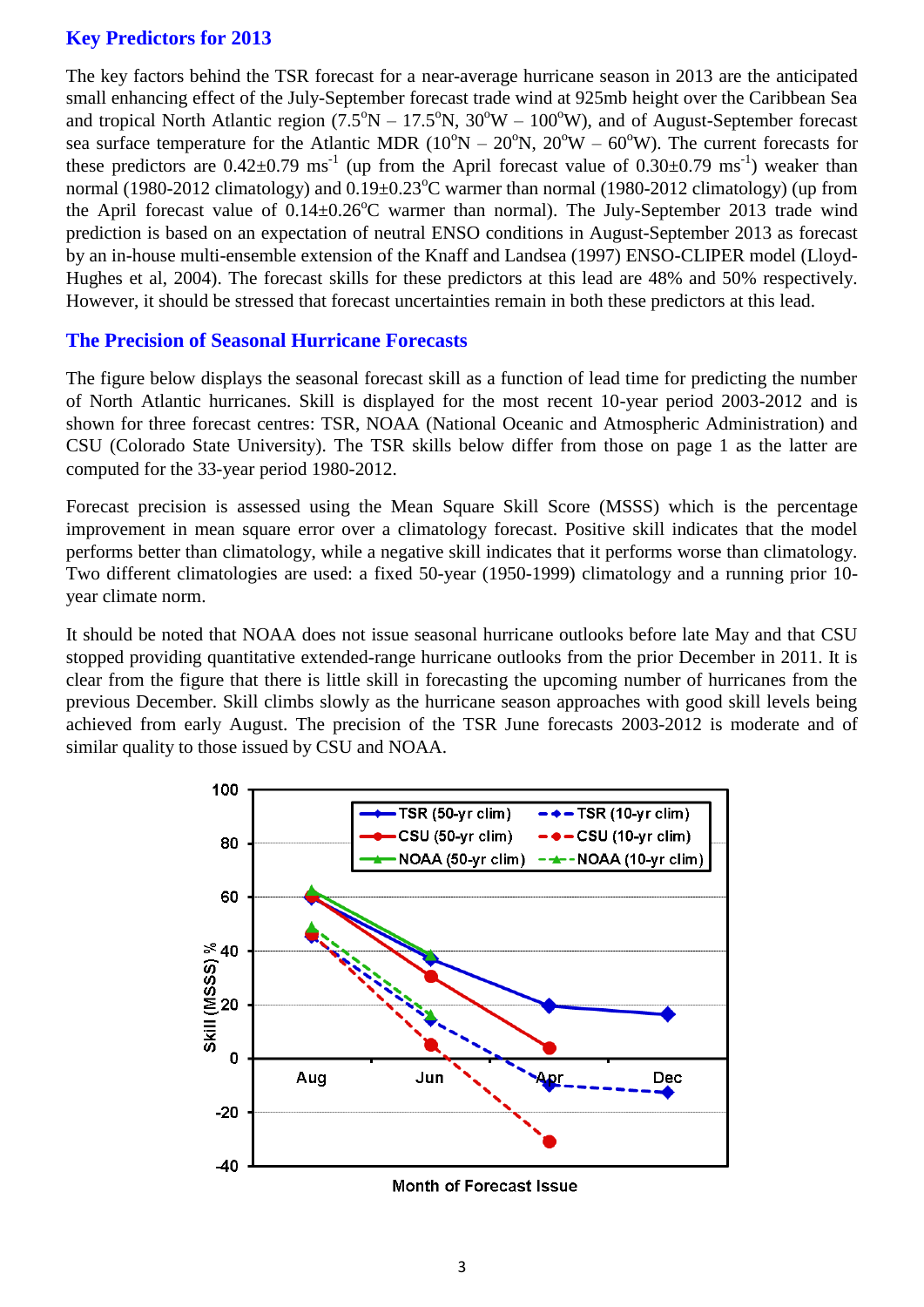## Key Predictors for 2013

The key factors behind the TSR forecast for a near-average hurricane season in 2013 are the anticipated small enhancing effect of the July-September forecast trade wind at 925mb height over the Caribbean Sea and tropical North Atlantic region (7.5°N – 17.5°N, 30°W – 100°W), and of August-September forecast sea surface temperature for the Atlantic MDR (10°N – 20°N, 20°W – 60°W). The current forecasts for these predictors are 0.42±0.79 $ms^{-1}$ (up from the April forecast value of 0.30±0.79 $ms^{-1}$) weaker than normal (1980-2012 climatology) and 0.19±0.23°C warmer than normal (1980-2012 climatology) (up from the April forecast value of 0.14±0.26°C warmer than normal). The July-September 2013 trade wind prediction is based on an expectation of neutral ENSO conditions in August-September 2013 as forecast by an in-house multi-ensemble extension of the Knaff and Landsea (1997) ENSO-CLIPER model (Lloyd-Hughes et al, 2004). The forecast skills for these predictors at this lead are 48% and 50% respectively. However, it should be stressed that forecast uncertainties remain in both these predictors at this lead.

## The Precision of Seasonal Hurricane Forecasts

The figure below displays the seasonal forecast skill as a function of lead time for predicting the number of North Atlantic hurricanes. Skill is displayed for the most recent 10-year period 2003-2012 and is shown for three forecast centres: TSR, NOAA (National Oceanic and Atmospheric Administration) and CSU (Colorado State University). The TSR skills below differ from those on page 1 as the latter are computed for the 33-year period 1980-2012.

Forecast precision is assessed using the Mean Square Skill Score (MSSS) which is the percentage improvement in mean square error over a climatology forecast. Positive skill indicates that the model performs better than climatology, while a negative skill indicates that it performs worse than climatology. Two different climatologies are used: a fixed 50-year (1950-1999) climatology and a running prior 10-year climate norm.

It should be noted that NOAA does not issue seasonal hurricane outlooks before late May and that CSU stopped providing quantitative extended-range hurricane outlooks from the prior December in 2011. It is clear from the figure that there is little skill in forecasting the upcoming number of hurricanes from the previous December. Skill climbs slowly as the hurricane season approaches with good skill levels being achieved from early August. The precision of the TSR June forecasts 2003-2012 is moderate and of similar quality to those issued by CSU and NOAA.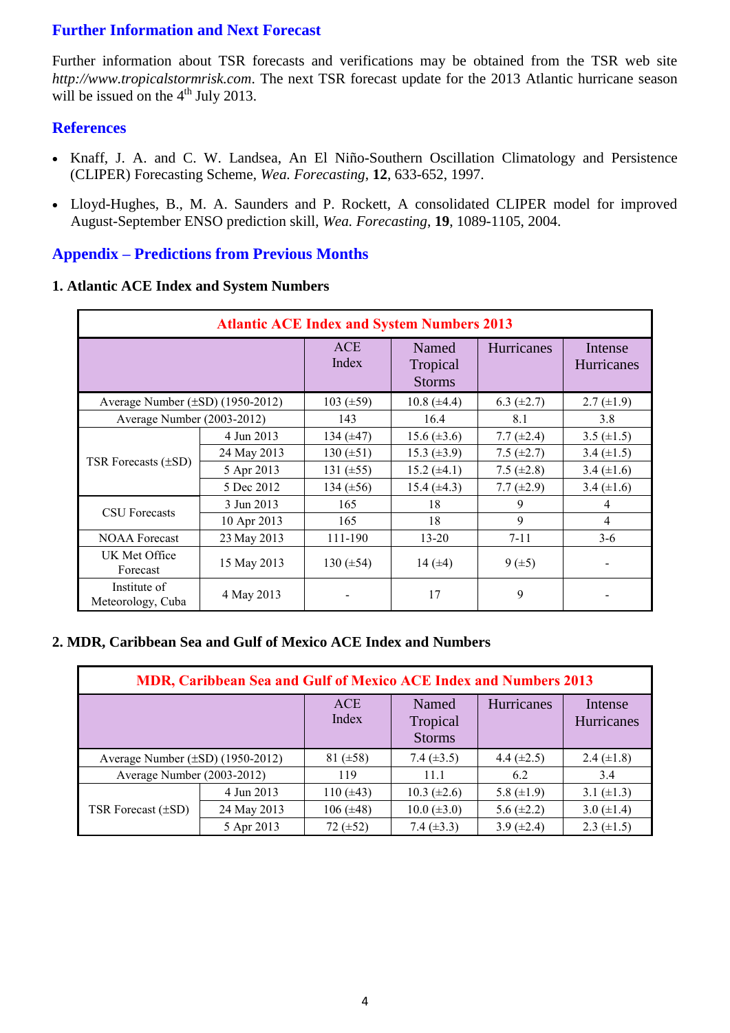## Further Information and Next Forecast

Further information about TSR forecasts and verifications may be obtained from the TSR web site *http://www.tropicalstormrisk.com*. The next TSR forecast update for the 2013 Atlantic hurricane season will be issued on the 4th July 2013.

## References

- Knaff, J. A. and C. W. Landsea, An El Niño-Southern Oscillation Climatology and Persistence (CLIPER) Forecasting Scheme, *Wea. Forecasting*, **12**, 633-652, 1997.
- Lloyd-Hughes, B., M. A. Saunders and P. Rockett, A consolidated CLIPER model for improved August-September ENSO prediction skill, *Wea. Forecasting*, **19**, 1089-1105, 2004.

## Appendix – Predictions from Previous Months

### 1. Atlantic ACE Index and System Numbers

| Atlantic ACE Index and System Numbers 2013 | | | | | |
|---|---|---|---|---|---|
| | | ACE Index | Named Tropical Storms | Hurricanes | Intense Hurricanes |
| Average Number (±SD) (1950-2012) | | 103 (±59) | 10.8 (±4.4) | 6.3 (±2.7) | 2.7 (±1.9) |
| Average Number (2003-2012) | | 143 | 16.4 | 8.1 | 3.8 |
| TSR Forecasts (±SD) | 4 Jun 2013 | 134 (±47) | 15.6 (±3.6) | 7.7 (±2.4) | 3.5 (±1.5) |
| | 24 May 2013 | 130 (±51) | 15.3 (±3.9) | 7.5 (±2.7) | 3.4 (±1.5) |
| | 5 Apr 2013 | 131 (±55) | 15.2 (±4.1) | 7.5 (±2.8) | 3.4 (±1.6) |
| | 5 Dec 2012 | 134 (±56) | 15.4 (±4.3) | 7.7 (±2.9) | 3.4 (±1.6) |
| CSU Forecasts | 3 Jun 2013 | 165 | 18 | 9 | 4 |
| | 10 Apr 2013 | 165 | 18 | 9 | 4 |
| NOAA Forecast | 23 May 2013 | 111-190 | 13-20 | 7-11 | 3-6 |
| UK Met Office Forecast | 15 May 2013 | 130 (±54) | 14 (±4) | 9 (±5) | - |
| Institute of Meteorology, Cuba | 4 May 2013 | - | 17 | 9 | - |

### 2. MDR, Caribbean Sea and Gulf of Mexico ACE Index and Numbers

| MDR, Caribbean Sea and Gulf of Mexico ACE Index and Numbers 2013 | | | | | |
|---|---|---|---|---|---|
| | | ACE Index | Named Tropical Storms | Hurricanes | Intense Hurricanes |
| Average Number (±SD) (1950-2012) | | 81 (±58) | 7.4 (±3.5) | 4.4 (±2.5) | 2.4 (±1.8) |
| Average Number (2003-2012) | | 119 | 11.1 | 6.2 | 3.4 |
| TSR Forecast (±SD) | 4 Jun 2013 | 110 (±43) | 10.3 (±2.6) | 5.8 (±1.9) | 3.1 (±1.3) |
| | 24 May 2013 | 106 (±48) | 10.0 (±3.0) | 5.6 (±2.2) | 3.0 (±1.4) |
| | 5 Apr 2013 | 72 (±52) | 7.4 (±3.3) | 3.9 (±2.4) | 2.3 (±1.5) |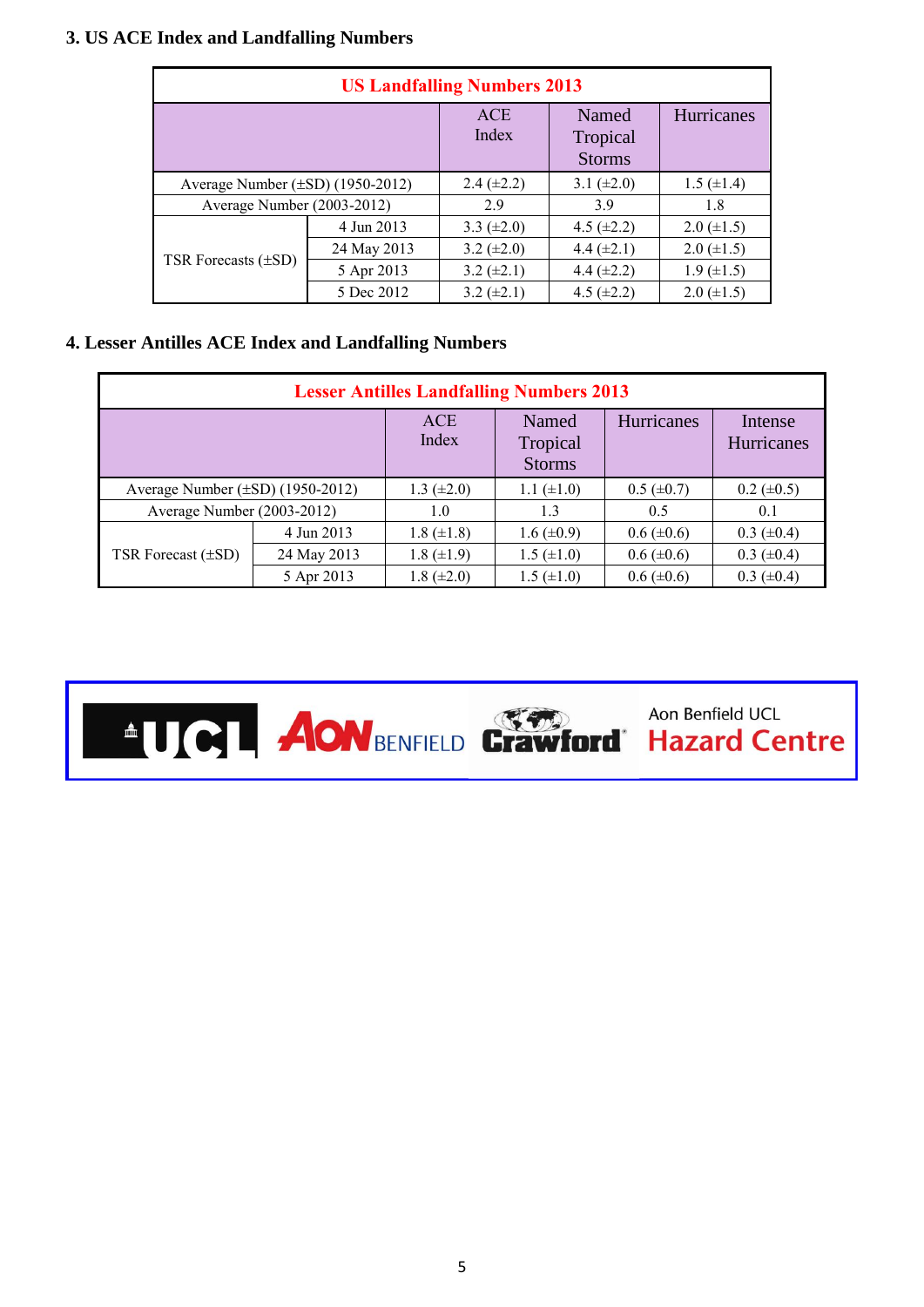## 3. US ACE Index and Landfalling Numbers

| US Landfalling Numbers 2013 | | | | |
|---|---|---|---|---|
| | | ACE Index | Named Tropical Storms | Hurricanes |
| Average Number (±SD) (1950-2012) | | 2.4 (±2.2) | 3.1 (±2.0) | 1.5 (±1.4) |
| Average Number (2003-2012) | | 2.9 | 3.9 | 1.8 |
| TSR Forecasts (±SD) | 4 Jun 2013 | 3.3 (±2.0) | 4.5 (±2.2) | 2.0 (±1.5) |
| | 24 May 2013 | 3.2 (±2.0) | 4.4 (±2.1) | 2.0 (±1.5) |
| | 5 Apr 2013 | 3.2 (±2.1) | 4.4 (±2.2) | 1.9 (±1.5) |
| | 5 Dec 2012 | 3.2 (±2.1) | 4.5 (±2.2) | 2.0 (±1.5) |

## 4. Lesser Antilles ACE Index and Landfalling Numbers

| Lesser Antilles Landfalling Numbers 2013 | | | | | |
|---|---|---|---|---|---|
| | | ACE Index | Named Tropical Storms | Hurricanes | Intense Hurricanes |
| Average Number (±SD) (1950-2012) | | 1.3 (±2.0) | 1.1 (±1.0) | 0.5 (±0.7) | 0.2 (±0.5) |
| Average Number (2003-2012) | | 1.0 | 1.3 | 0.5 | 0.1 |
| TSR Forecast (±SD) | 4 Jun 2013 | 1.8 (±1.8) | 1.6 (±0.9) | 0.6 (±0.6) | 0.3 (±0.4) |
| | 24 May 2013 | 1.8 (±1.9) | 1.5 (±1.0) | 0.6 (±0.6) | 0.3 (±0.4) |
| | 5 Apr 2013 | 1.8 (±2.0) | 1.5 (±1.0) | 0.6 (±0.6) | 0.3 (±0.4) |

UCL AON BENFIELD Crawford Aon Benfield UCL Hazard Centre